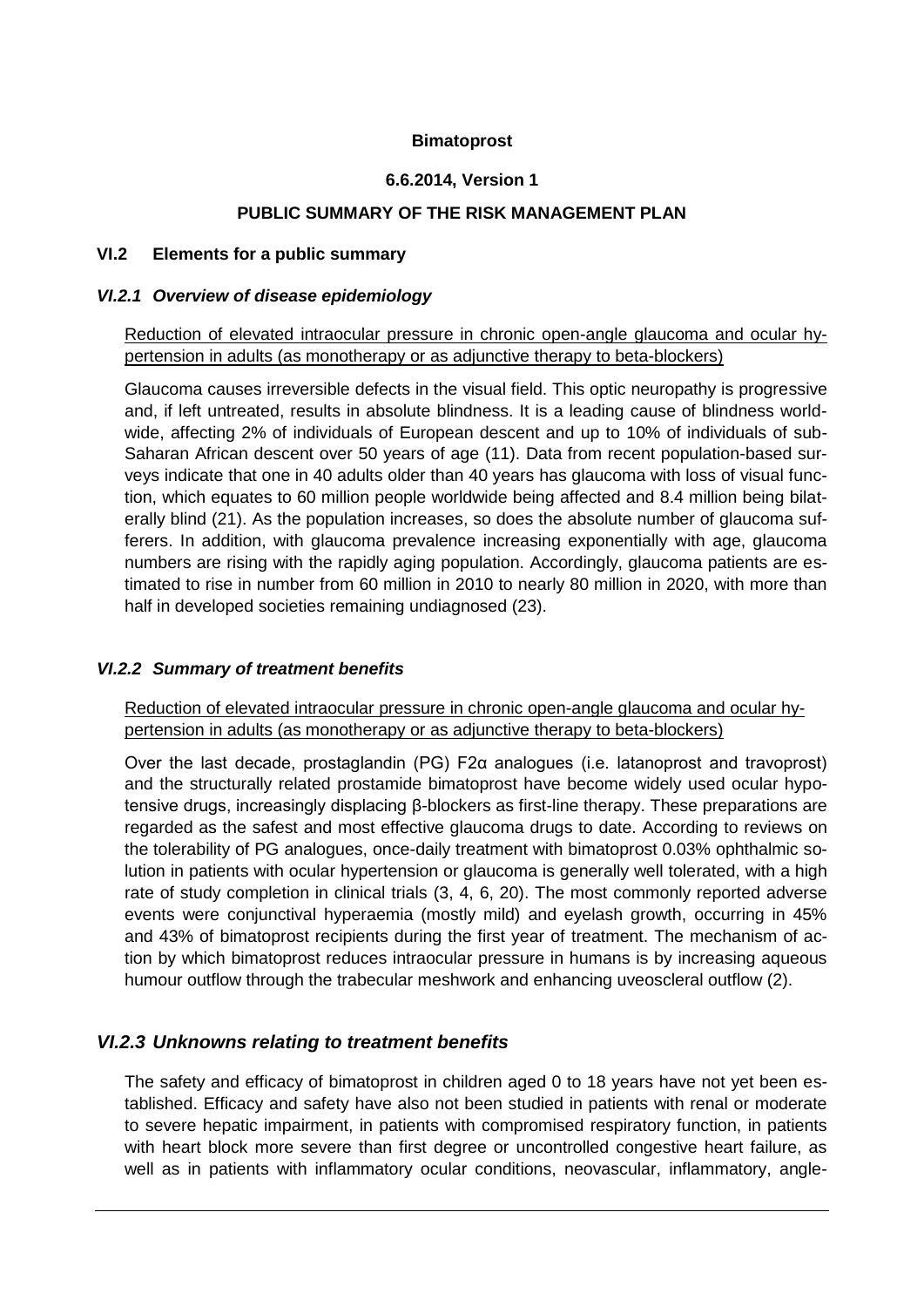**Bimatoprost**

**6.6.2014, Version 1**

**PUBLIC SUMMARY OF THE RISK MANAGEMENT PLAN**

## VI.2 Elements for a public summary

### *VI.2.1 Overview of disease epidemiology*

<u>Reduction of elevated intraocular pressure in chronic open-angle glaucoma and ocular hypertension in adults (as monotherapy or as adjunctive therapy to beta-blockers)</u>

Glaucoma causes irreversible defects in the visual field. This optic neuropathy is progressive and, if left untreated, results in absolute blindness. It is a leading cause of blindness worldwide, affecting 2% of individuals of European descent and up to 10% of individuals of sub-Saharan African descent over 50 years of age (11). Data from recent population-based surveys indicate that one in 40 adults older than 40 years has glaucoma with loss of visual function, which equates to 60 million people worldwide being affected and 8.4 million being bilaterally blind (21). As the population increases, so does the absolute number of glaucoma sufferers. In addition, with glaucoma prevalence increasing exponentially with age, glaucoma numbers are rising with the rapidly aging population. Accordingly, glaucoma patients are estimated to rise in number from 60 million in 2010 to nearly 80 million in 2020, with more than half in developed societies remaining undiagnosed (23).

### *VI.2.2 Summary of treatment benefits*

<u>Reduction of elevated intraocular pressure in chronic open-angle glaucoma and ocular hypertension in adults (as monotherapy or as adjunctive therapy to beta-blockers)</u>

Over the last decade, prostaglandin (PG) F2α analogues (i.e. latanoprost and travoprost) and the structurally related prostamide bimatoprost have become widely used ocular hypotensive drugs, increasingly displacing β-blockers as first-line therapy. These preparations are regarded as the safest and most effective glaucoma drugs to date. According to reviews on the tolerability of PG analogues, once-daily treatment with bimatoprost 0.03% ophthalmic solution in patients with ocular hypertension or glaucoma is generally well tolerated, with a high rate of study completion in clinical trials (3, 4, 6, 20). The most commonly reported adverse events were conjunctival hyperaemia (mostly mild) and eyelash growth, occurring in 45% and 43% of bimatoprost recipients during the first year of treatment. The mechanism of action by which bimatoprost reduces intraocular pressure in humans is by increasing aqueous humour outflow through the trabecular meshwork and enhancing uveoscleral outflow (2).

### *VI.2.3 Unknowns relating to treatment benefits*

The safety and efficacy of bimatoprost in children aged 0 to 18 years have not yet been established. Efficacy and safety have also not been studied in patients with renal or moderate to severe hepatic impairment, in patients with compromised respiratory function, in patients with heart block more severe than first degree or uncontrolled congestive heart failure, as well as in patients with inflammatory ocular conditions, neovascular, inflammatory, angle-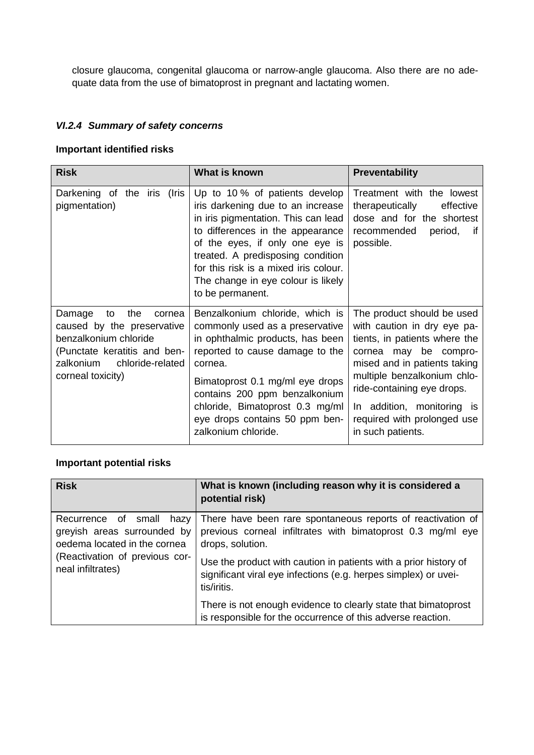closure glaucoma, congenital glaucoma or narrow-angle glaucoma. Also there are no adequate data from the use of bimatoprost in pregnant and lactating women.

### *VI.2.4 Summary of safety concerns*

**Important identified risks**

| Risk | What is known | Preventability |
|---|---|---|
| Darkening of the iris (Iris pigmentation) | Up to 10 % of patients develop iris darkening due to an increase in iris pigmentation. This can lead to differences in the appearance of the eyes, if only one eye is treated. A predisposing condition for this risk is a mixed iris colour. The change in eye colour is likely to be permanent. | Treatment with the lowest therapeutically effective dose and for the shortest recommended period, if possible. |
| Damage to the cornea caused by the preservative benzalkonium chloride (Punctate keratitis and benzalkonium chloride-related corneal toxicity) | Benzalkonium chloride, which is commonly used as a preservative in ophthalmic products, has been reported to cause damage to the cornea.<br><br>Bimatoprost 0.1 mg/ml eye drops contains 200 ppm benzalkonium chloride, Bimatoprost 0.3 mg/ml eye drops contains 50 ppm benzalkonium chloride. | The product should be used with caution in dry eye patients, in patients where the cornea may be compromised and in patients taking multiple benzalkonium chloride-containing eye drops.<br><br>In addition, monitoring is required with prolonged use in such patients. |

**Important potential risks**

| Risk | What is known (including reason why it is considered a potential risk) |
|---|---|
| Recurrence of small hazy greyish areas surrounded by oedema located in the cornea (Reactivation of previous corneal infiltrates) | There have been rare spontaneous reports of reactivation of previous corneal infiltrates with bimatoprost 0.3 mg/ml eye drops, solution.<br><br>Use the product with caution in patients with a prior history of significant viral eye infections (e.g. herpes simplex) or uveitis/iritis.<br><br>There is not enough evidence to clearly state that bimatoprost is responsible for the occurrence of this adverse reaction. |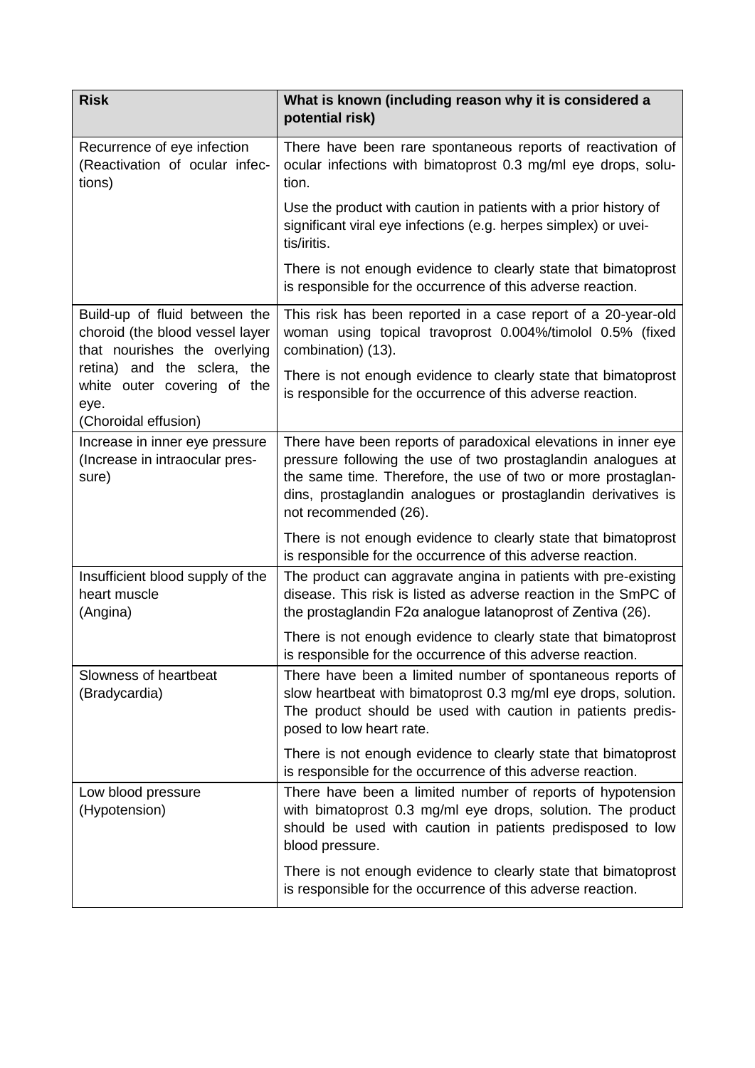| Risk | What is known (including reason why it is considered a potential risk) |
|---|---|
| Recurrence of eye infection (Reactivation of ocular infections) | There have been rare spontaneous reports of reactivation of ocular infections with bimatoprost 0.3 mg/ml eye drops, solution.<br><br>Use the product with caution in patients with a prior history of significant viral eye infections (e.g. herpes simplex) or uveitis/iritis.<br><br>There is not enough evidence to clearly state that bimatoprost is responsible for the occurrence of this adverse reaction. |
| Build-up of fluid between the choroid (the blood vessel layer that nourishes the overlying retina) and the sclera, the white outer covering of the eye. (Choroidal effusion) | This risk has been reported in a case report of a 20-year-old woman using topical travoprost 0.004%/timolol 0.5% (fixed combination) (13).<br><br>There is not enough evidence to clearly state that bimatoprost is responsible for the occurrence of this adverse reaction. |
| Increase in inner eye pressure (Increase in intraocular pressure) | There have been reports of paradoxical elevations in inner eye pressure following the use of two prostaglandin analogues at the same time. Therefore, the use of two or more prostaglandins, prostaglandin analogues or prostaglandin derivatives is not recommended (26).<br><br>There is not enough evidence to clearly state that bimatoprost is responsible for the occurrence of this adverse reaction. |
| Insufficient blood supply of the heart muscle (Angina) | The product can aggravate angina in patients with pre-existing disease. This risk is listed as adverse reaction in the SmPC of the prostaglandin F2α analogue latanoprost of Zentiva (26).<br><br>There is not enough evidence to clearly state that bimatoprost is responsible for the occurrence of this adverse reaction. |
| Slowness of heartbeat (Bradycardia) | There have been a limited number of spontaneous reports of slow heartbeat with bimatoprost 0.3 mg/ml eye drops, solution. The product should be used with caution in patients predisposed to low heart rate.<br><br>There is not enough evidence to clearly state that bimatoprost is responsible for the occurrence of this adverse reaction. |
| Low blood pressure (Hypotension) | There have been a limited number of reports of hypotension with bimatoprost 0.3 mg/ml eye drops, solution. The product should be used with caution in patients predisposed to low blood pressure.<br><br>There is not enough evidence to clearly state that bimatoprost is responsible for the occurrence of this adverse reaction. |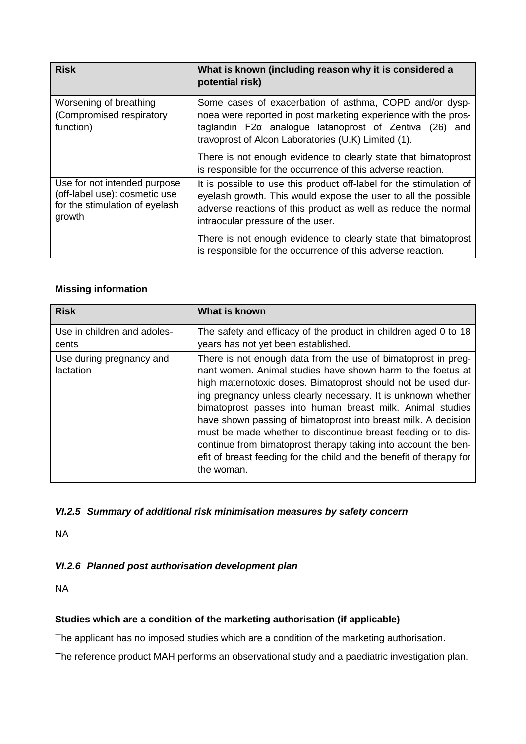| Risk | What is known (including reason why it is considered a potential risk) |
| --- | --- |
| Worsening of breathing (Compromised respiratory function) | Some cases of exacerbation of asthma, COPD and/or dyspnoea were reported in post marketing experience with the prostaglandin F2α analogue latanoprost of Zentiva (26) and travoprost of Alcon Laboratories (U.K) Limited (1). There is not enough evidence to clearly state that bimatoprost is responsible for the occurrence of this adverse reaction. |
| Use for not intended purpose (off-label use): cosmetic use for the stimulation of eyelash growth | It is possible to use this product off-label for the stimulation of eyelash growth. This would expose the user to all the possible adverse reactions of this product as well as reduce the normal intraocular pressure of the user. There is not enough evidence to clearly state that bimatoprost is responsible for the occurrence of this adverse reaction. |

**Missing information**

| Risk | What is known |
| --- | --- |
| Use in children and adolescents | The safety and efficacy of the product in children aged 0 to 18 years has not yet been established. |
| Use during pregnancy and lactation | There is not enough data from the use of bimatoprost in pregnant women. Animal studies have shown harm to the foetus at high maternotoxic doses. Bimatoprost should not be used during pregnancy unless clearly necessary. It is unknown whether bimatoprost passes into human breast milk. Animal studies have shown passing of bimatoprost into breast milk. A decision must be made whether to discontinue breast feeding or to discontinue from bimatoprost therapy taking into account the benefit of breast feeding for the child and the benefit of therapy for the woman. |

### *VI.2.5 Summary of additional risk minimisation measures by safety concern*

NA

### *VI.2.6 Planned post authorisation development plan*

NA

**Studies which are a condition of the marketing authorisation (if applicable)**

The applicant has no imposed studies which are a condition of the marketing authorisation.

The reference product MAH performs an observational study and a paediatric investigation plan.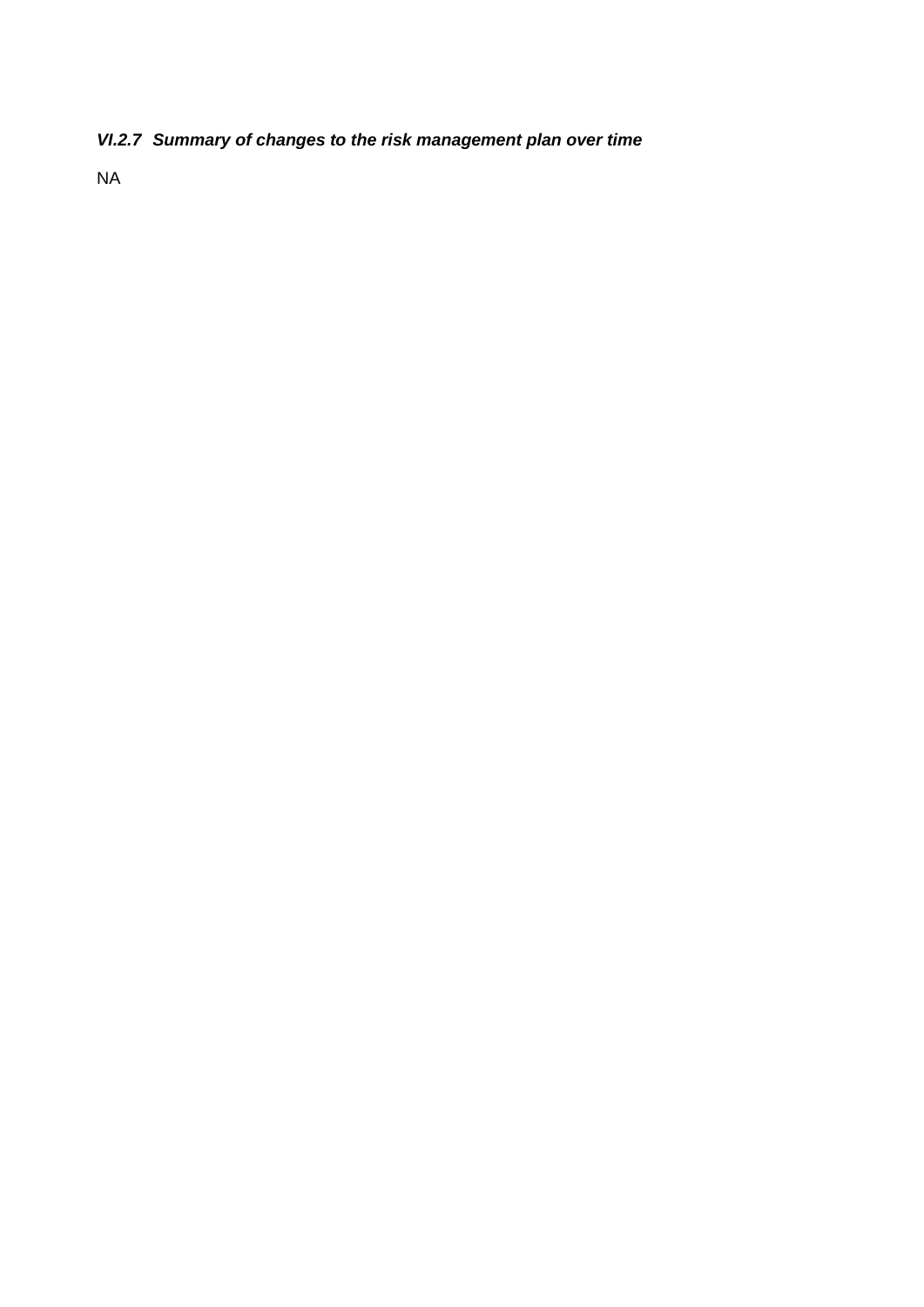### *VI.2.7 Summary of changes to the risk management plan over time*

NA